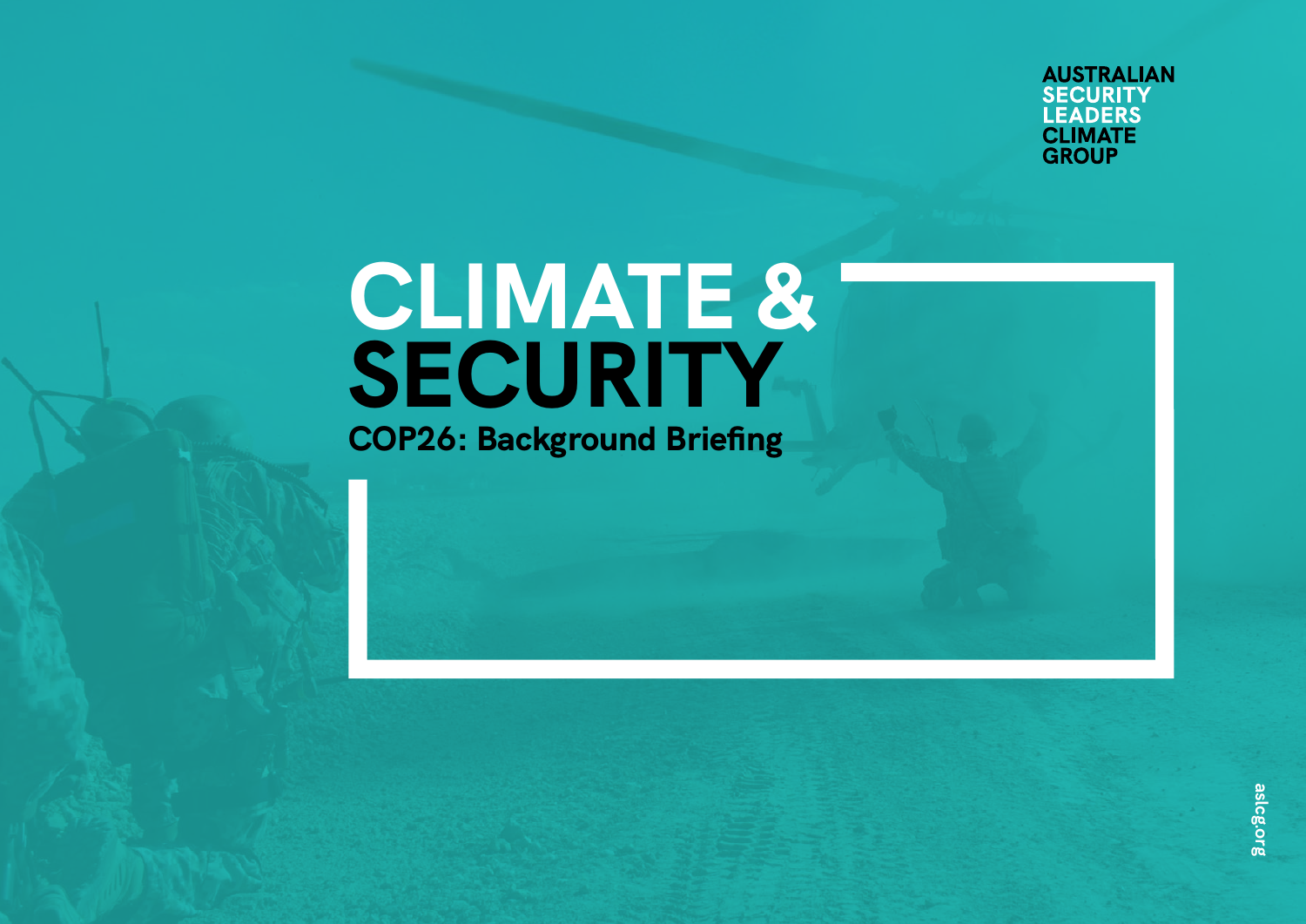AUSTRALIAN SECURITY LEADERS CLIMATE GROUP

# CLIMATE & SECURITY

## COP26: Background Briefing

aslcg.org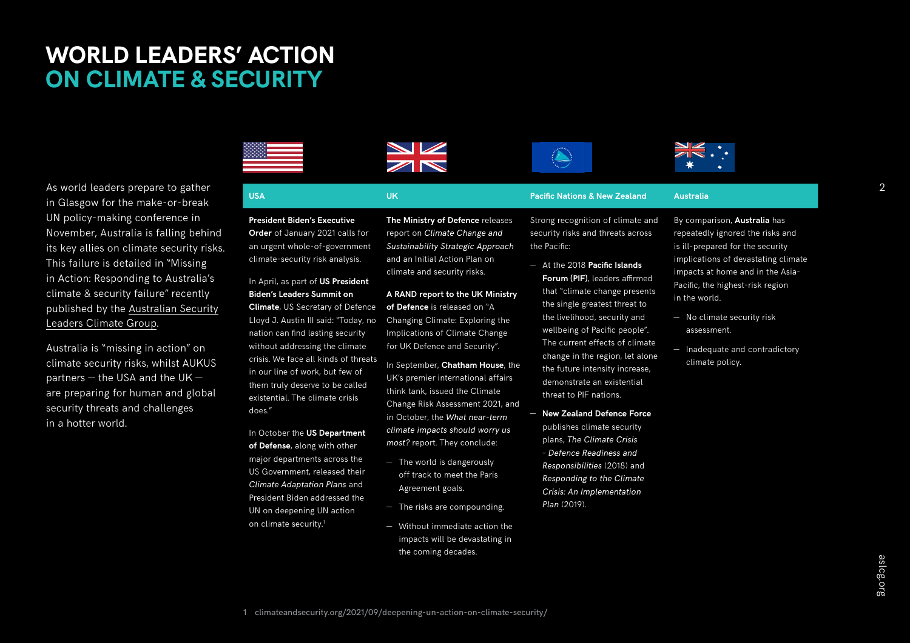# WORLD LEADERS' ACTION ON CLIMATE & SECURITY

As world leaders prepare to gather in Glasgow for the make-or-break UN policy-making conference in November, Australia is falling behind its key allies on climate security risks. This failure is detailed in "Missing in Action: Responding to Australia's climate & security failure" recently published by the Australian Security Leaders Climate Group.

Australia is "missing in action" on climate security risks, whilst AUKUS partners — the USA and the UK — are preparing for human and global security threats and challenges in a hotter world.

## USA

**President Biden's Executive Order** of January 2021 calls for an urgent whole-of-government climate-security risk analysis.

In April, as part of **US President Biden's Leaders Summit on Climate**, US Secretary of Defence Lloyd J. Austin III said: "Today, no nation can find lasting security without addressing the climate crisis. We face all kinds of threats in our line of work, but few of them truly deserve to be called existential. The climate crisis does."

In October the **US Department of Defense**, along with other major departments across the US Government, released their *Climate Adaptation Plans* and President Biden addressed the UN on deepening UN action on climate security.[1]

## UK

**The Ministry of Defence** releases report on *Climate Change and Sustainability Strategic Approach* and an Initial Action Plan on climate and security risks.

**A RAND report to the UK Ministry of Defence** is released on "A Changing Climate: Exploring the Implications of Climate Change for UK Defence and Security".

In September, **Chatham House**, the UK's premier international affairs think tank, issued the Climate Change Risk Assessment 2021, and in October, the *What near-term climate impacts should worry us most?* report. They conclude:

- The world is dangerously off track to meet the Paris Agreement goals.
- The risks are compounding.
- Without immediate action the impacts will be devastating in the coming decades.

## Pacific Nations & New Zealand

Strong recognition of climate and security risks and threats across the Pacific:

- At the 2018 **Pacific Islands Forum (PIF)**, leaders affirmed that "climate change presents the single greatest threat to the livelihood, security and wellbeing of Pacific people". The current effects of climate change in the region, let alone the future intensity increase, demonstrate an existential threat to PIF nations.
- **New Zealand Defence Force** publishes climate security plans, *The Climate Crisis – Defence Readiness and Responsibilities* (2018) and *Responding to the Climate Crisis: An Implementation Plan* (2019).

## Australia

By comparison, **Australia** has repeatedly ignored the risks and is ill-prepared for the security implications of devastating climate impacts at home and in the Asia-Pacific, the highest-risk region in the world.

- No climate security risk assessment.
- Inadequate and contradictory climate policy.

1 climateandsecurity.org/2021/09/deepening-un-action-on-climate-security/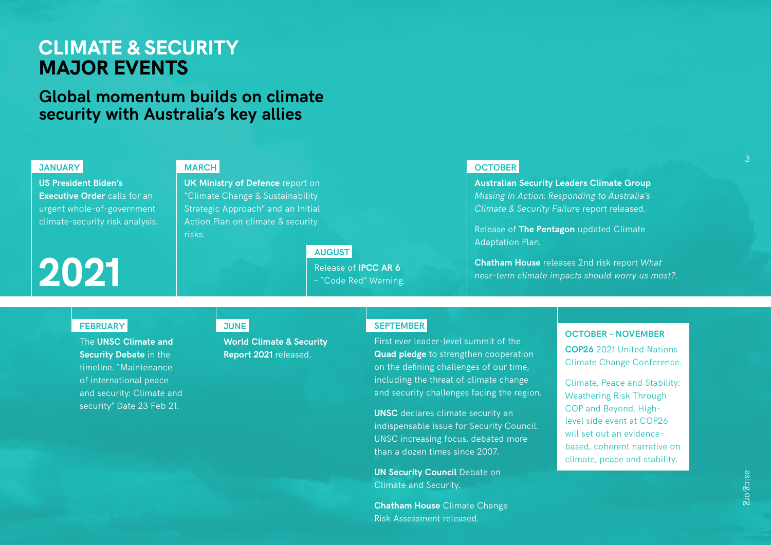# CLIMATE & SECURITY MAJOR EVENTS

## Global momentum builds on climate security with Australia's key allies

# 2021

### JANUARY

**US President Biden's Executive Order** calls for an urgent whole-of-government climate-security risk analysis.

### FEBRUARY

The **UNSC Climate and Security Debate** in the timeline. "Maintenance of international peace and security: Climate and security" Date 23 Feb 21.

### MARCH

**UK Ministry of Defence** report on "Climate Change & Sustainability Strategic Approach" and an Initial Action Plan on climate & security risks.

### JUNE

**World Climate & Security Report 2021** released.

### AUGUST

Release of **IPCC AR 6** – "Code Red" Warning.

### SEPTEMBER

First ever leader-level summit of the **Quad pledge** to strengthen cooperation on the defining challenges of our time, including the threat of climate change and security challenges facing the region.

**UNSC** declares climate security an indispensable issue for Security Council. UNSC increasing focus, debated more than a dozen times since 2007.

**UN Security Council** Debate on Climate and Security.

**Chatham House** Climate Change Risk Assessment released.

### OCTOBER

**Australian Security Leaders Climate Group** *Missing In Action: Responding to Australia's Climate & Security Failure* report released.

Release of **The Pentagon** updated Climate Adaptation Plan.

**Chatham House** releases 2nd risk report *What near-term climate impacts should worry us most?*.

### OCTOBER – NOVEMBER

**COP26** 2021 United Nations Climate Change Conference.

Climate, Peace and Stability: Weathering Risk Through COP and Beyond. High-level side event at COP26 will set out an evidence-based, coherent narrative on climate, peace and stability.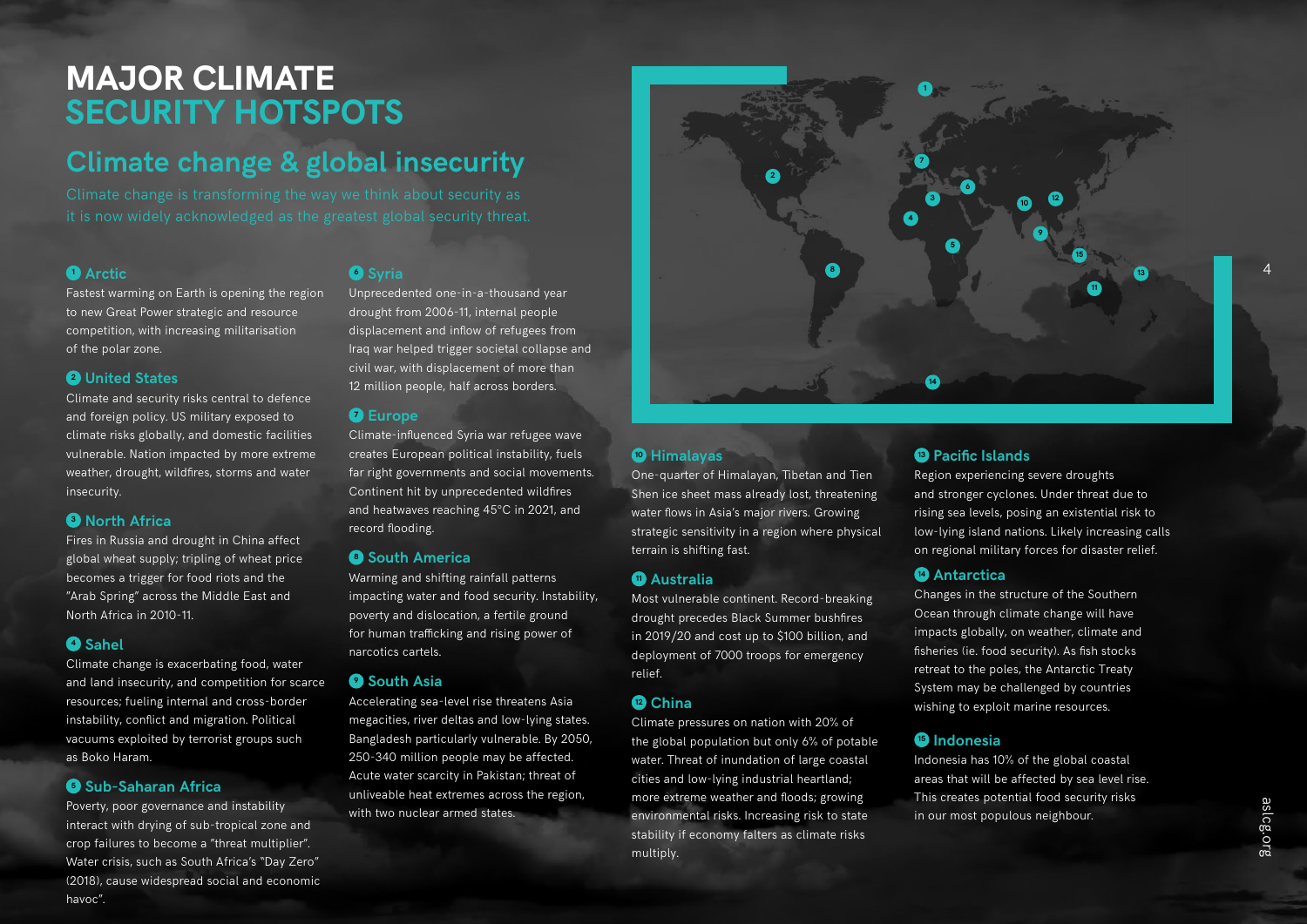# MAJOR CLIMATE SECURITY HOTSPOTS

## Climate change & global insecurity

Climate change is transforming the way we think about security as it is now widely acknowledged as the greatest global security threat.

### 1 Arctic

Fastest warming on Earth is opening the region to new Great Power strategic and resource competition, with increasing militarisation of the polar zone.

### 2 United States

Climate and security risks central to defence and foreign policy. US military exposed to climate risks globally, and domestic facilities vulnerable. Nation impacted by more extreme weather, drought, wildfires, storms and water insecurity.

### 3 North Africa

Fires in Russia and drought in China affect global wheat supply; tripling of wheat price becomes a trigger for food riots and the "Arab Spring" across the Middle East and North Africa in 2010-11.

### 4 Sahel

Climate change is exacerbating food, water and land insecurity, and competition for scarce resources; fueling internal and cross-border instability, conflict and migration. Political vacuums exploited by terrorist groups such as Boko Haram.

### 5 Sub-Saharan Africa

Poverty, poor governance and instability interact with drying of sub-tropical zone and crop failures to become a "threat multiplier". Water crisis, such as South Africa's "Day Zero" (2018), cause widespread social and economic havoc".

### 6 Syria

Unprecedented one-in-a-thousand year drought from 2006-11, internal people displacement and inflow of refugees from Iraq war helped trigger societal collapse and civil war, with displacement of more than 12 million people, half across borders.

### 7 Europe

Climate-influenced Syria war refugee wave creates European political instability, fuels far right governments and social movements. Continent hit by unprecedented wildfires and heatwaves reaching 45°C in 2021, and record flooding.

### 8 South America

Warming and shifting rainfall patterns impacting water and food security. Instability, poverty and dislocation, a fertile ground for human trafficking and rising power of narcotics cartels.

### 9 South Asia

Accelerating sea-level rise threatens Asia megacities, river deltas and low-lying states. Bangladesh particularly vulnerable. By 2050, 250-340 million people may be affected. Acute water scarcity in Pakistan; threat of unliveable heat extremes across the region, with two nuclear armed states.

### 10 Himalayas

One-quarter of Himalayan, Tibetan and Tien Shen ice sheet mass already lost, threatening water flows in Asia's major rivers. Growing strategic sensitivity in a region where physical terrain is shifting fast.

### 11 Australia

Most vulnerable continent. Record-breaking drought precedes Black Summer bushfires in 2019/20 and cost up to $100 billion, and deployment of 7000 troops for emergency relief.

### 12 China

Climate pressures on nation with 20% of the global population but only 6% of potable water. Threat of inundation of large coastal cities and low-lying industrial heartland; more extreme weather and floods; growing environmental risks. Increasing risk to state stability if economy falters as climate risks multiply.

### 13 Pacific Islands

Region experiencing severe droughts and stronger cyclones. Under threat due to rising sea levels, posing an existential risk to low-lying island nations. Likely increasing calls on regional military forces for disaster relief.

### 14 Antarctica

Changes in the structure of the Southern Ocean through climate change will have impacts globally, on weather, climate and fisheries (ie. food security). As fish stocks retreat to the poles, the Antarctic Treaty System may be challenged by countries wishing to exploit marine resources.

### 15 Indonesia

Indonesia has 10% of the global coastal areas that will be affected by sea level rise. This creates potential food security risks in our most populous neighbour.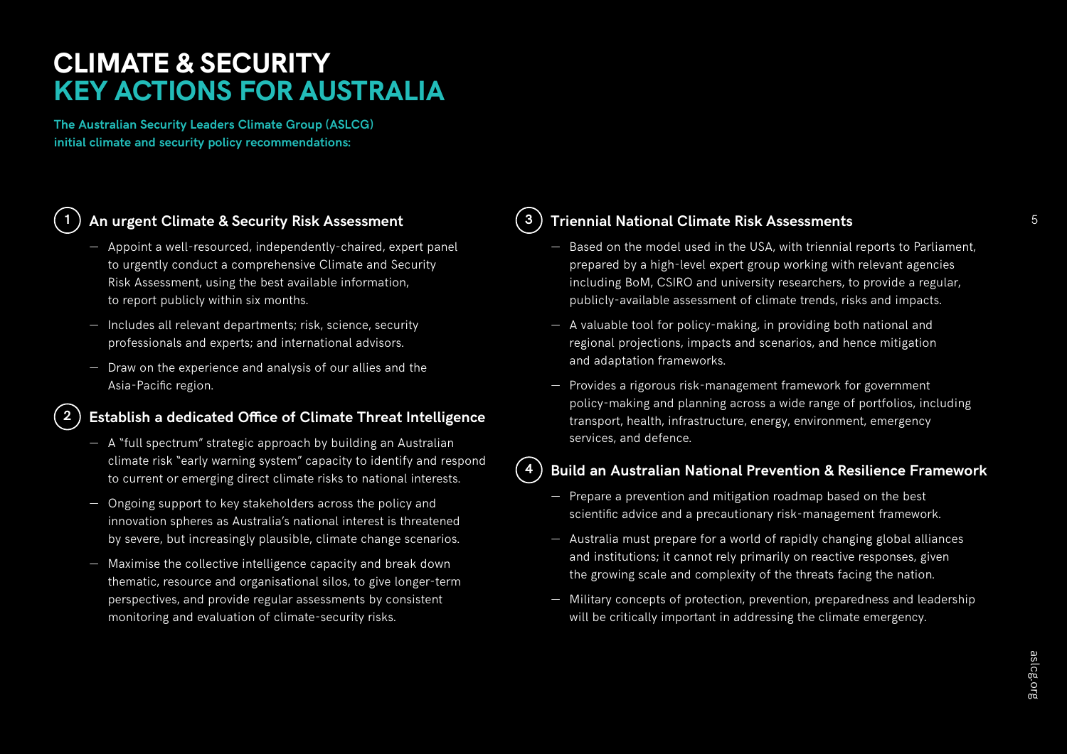# CLIMATE & SECURITY
# KEY ACTIONS FOR AUSTRALIA

**The Australian Security Leaders Climate Group (ASLCG) initial climate and security policy recommendations:**

## 1 An urgent Climate & Security Risk Assessment

- Appoint a well-resourced, independently-chaired, expert panel to urgently conduct a comprehensive Climate and Security Risk Assessment, using the best available information, to report publicly within six months.
- Includes all relevant departments; risk, science, security professionals and experts; and international advisors.
- Draw on the experience and analysis of our allies and the Asia-Pacific region.

## 2 Establish a dedicated Office of Climate Threat Intelligence

- A "full spectrum" strategic approach by building an Australian climate risk "early warning system" capacity to identify and respond to current or emerging direct climate risks to national interests.
- Ongoing support to key stakeholders across the policy and innovation spheres as Australia's national interest is threatened by severe, but increasingly plausible, climate change scenarios.
- Maximise the collective intelligence capacity and break down thematic, resource and organisational silos, to give longer-term perspectives, and provide regular assessments by consistent monitoring and evaluation of climate-security risks.

## 3 Triennial National Climate Risk Assessments

- Based on the model used in the USA, with triennial reports to Parliament, prepared by a high-level expert group working with relevant agencies including BoM, CSIRO and university researchers, to provide a regular, publicly-available assessment of climate trends, risks and impacts.
- A valuable tool for policy-making, in providing both national and regional projections, impacts and scenarios, and hence mitigation and adaptation frameworks.
- Provides a rigorous risk-management framework for government policy-making and planning across a wide range of portfolios, including transport, health, infrastructure, energy, environment, emergency services, and defence.

## 4 Build an Australian National Prevention & Resilience Framework

- Prepare a prevention and mitigation roadmap based on the best scientific advice and a precautionary risk-management framework.
- Australia must prepare for a world of rapidly changing global alliances and institutions; it cannot rely primarily on reactive responses, given the growing scale and complexity of the threats facing the nation.
- Military concepts of protection, prevention, preparedness and leadership will be critically important in addressing the climate emergency.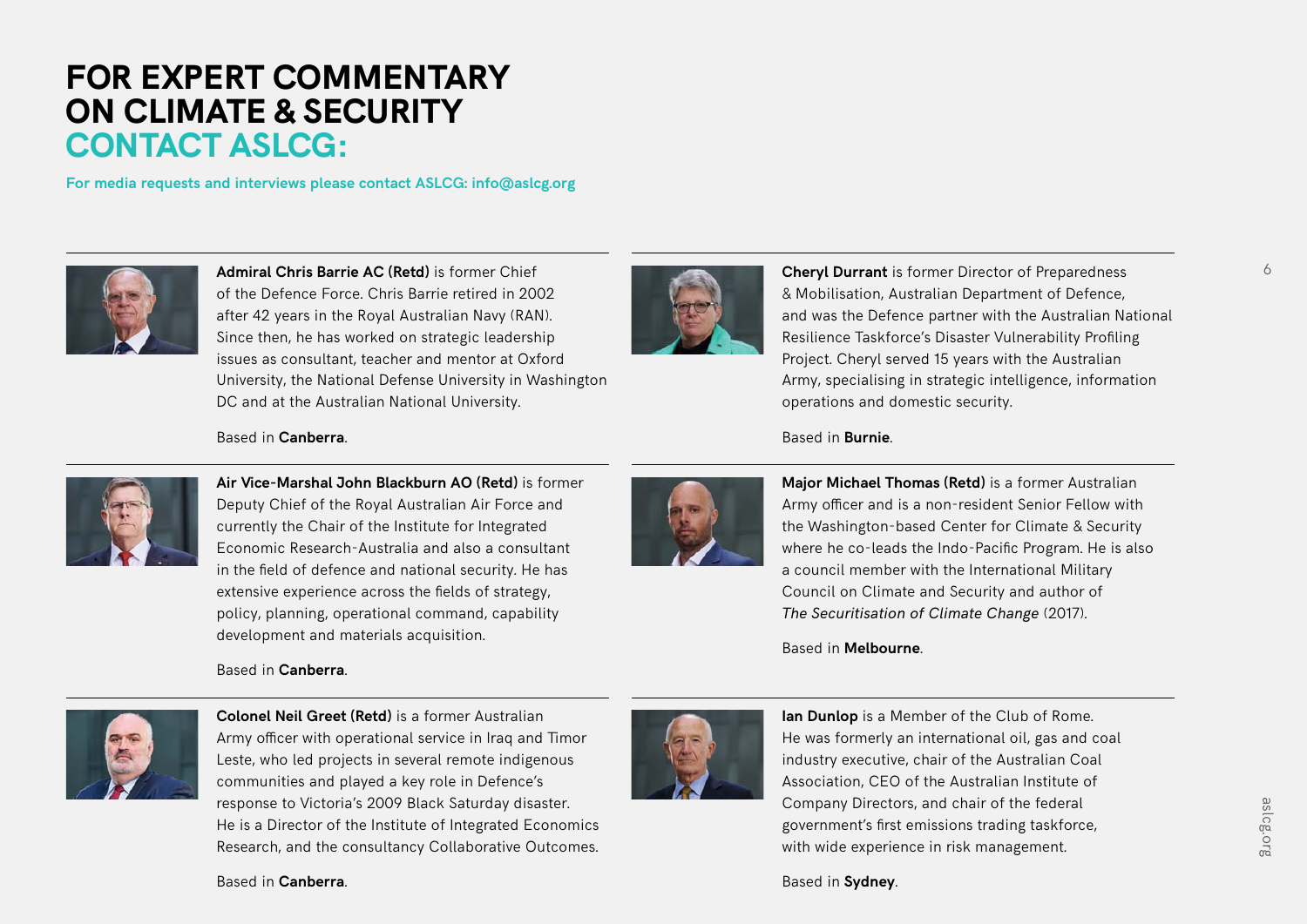# FOR EXPERT COMMENTARY ON CLIMATE & SECURITY CONTACT ASLCG:

**For media requests and interviews please contact ASLCG: info@aslcg.org**

**Admiral Chris Barrie AC (Retd)** is former Chief of the Defence Force. Chris Barrie retired in 2002 after 42 years in the Royal Australian Navy (RAN). Since then, he has worked on strategic leadership issues as consultant, teacher and mentor at Oxford University, the National Defense University in Washington DC and at the Australian National University.

Based in **Canberra**.

**Air Vice-Marshal John Blackburn AO (Retd)** is former Deputy Chief of the Royal Australian Air Force and currently the Chair of the Institute for Integrated Economic Research-Australia and also a consultant in the field of defence and national security. He has extensive experience across the fields of strategy, policy, planning, operational command, capability development and materials acquisition.

Based in **Canberra**.

**Colonel Neil Greet (Retd)** is a former Australian Army officer with operational service in Iraq and Timor Leste, who led projects in several remote indigenous communities and played a key role in Defence's response to Victoria's 2009 Black Saturday disaster. He is a Director of the Institute of Integrated Economics Research, and the consultancy Collaborative Outcomes.

Based in **Canberra**.

**Cheryl Durrant** is former Director of Preparedness & Mobilisation, Australian Department of Defence, and was the Defence partner with the Australian National Resilience Taskforce's Disaster Vulnerability Profiling Project. Cheryl served 15 years with the Australian Army, specialising in strategic intelligence, information operations and domestic security.

Based in **Burnie**.

**Major Michael Thomas (Retd)** is a former Australian Army officer and is a non-resident Senior Fellow with the Washington-based Center for Climate & Security where he co-leads the Indo-Pacific Program. He is also a council member with the International Military Council on Climate and Security and author of *The Securitisation of Climate Change* (2017).

Based in **Melbourne**.

**Ian Dunlop** is a Member of the Club of Rome. He was formerly an international oil, gas and coal industry executive, chair of the Australian Coal Association, CEO of the Australian Institute of Company Directors, and chair of the federal government's first emissions trading taskforce, with wide experience in risk management.

Based in **Sydney**.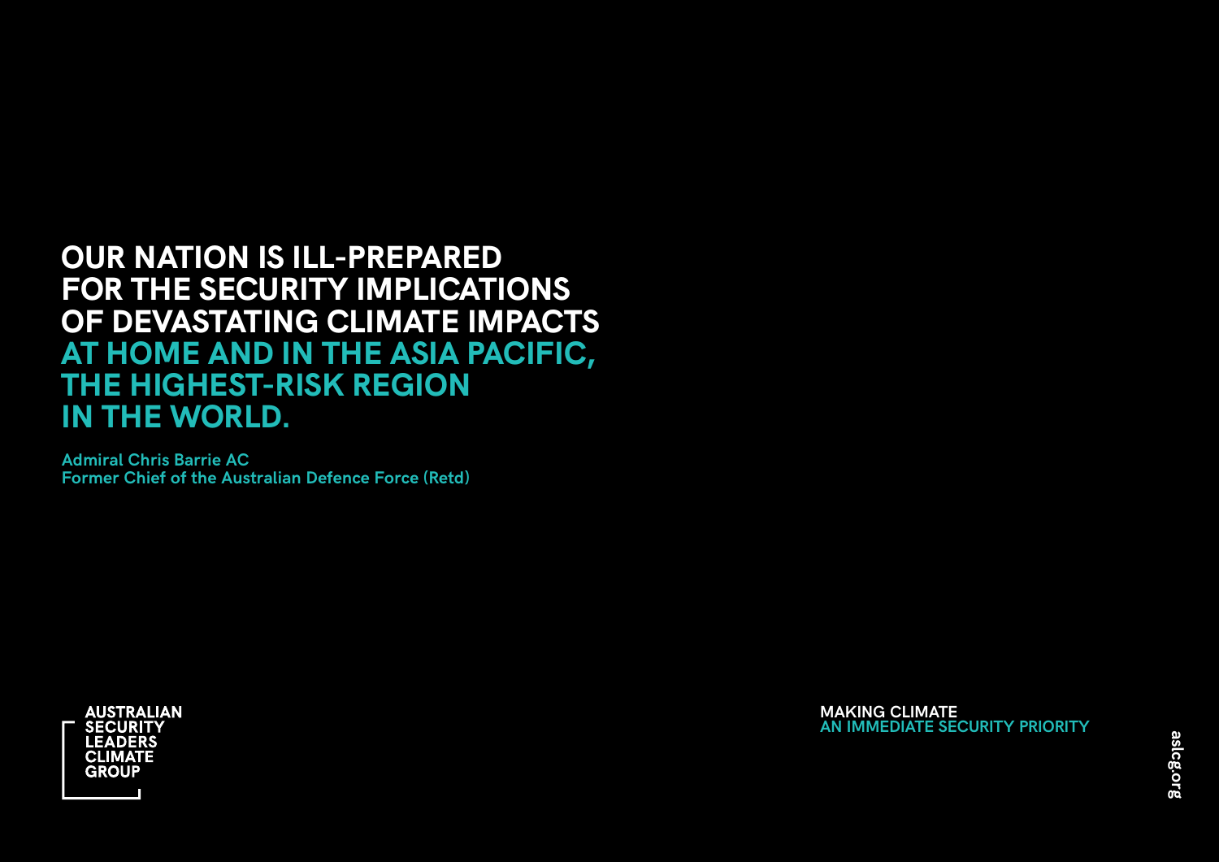**OUR NATION IS ILL-PREPARED FOR THE SECURITY IMPLICATIONS OF DEVASTATING CLIMATE IMPACTS AT HOME AND IN THE ASIA PACIFIC, THE HIGHEST-RISK REGION IN THE WORLD.**

Admiral Chris Barrie AC
Former Chief of the Australian Defence Force (Retd)

AUSTRALIAN SECURITY LEADERS CLIMATE GROUP

MAKING CLIMATE
AN IMMEDIATE SECURITY PRIORITY

aslcg.org